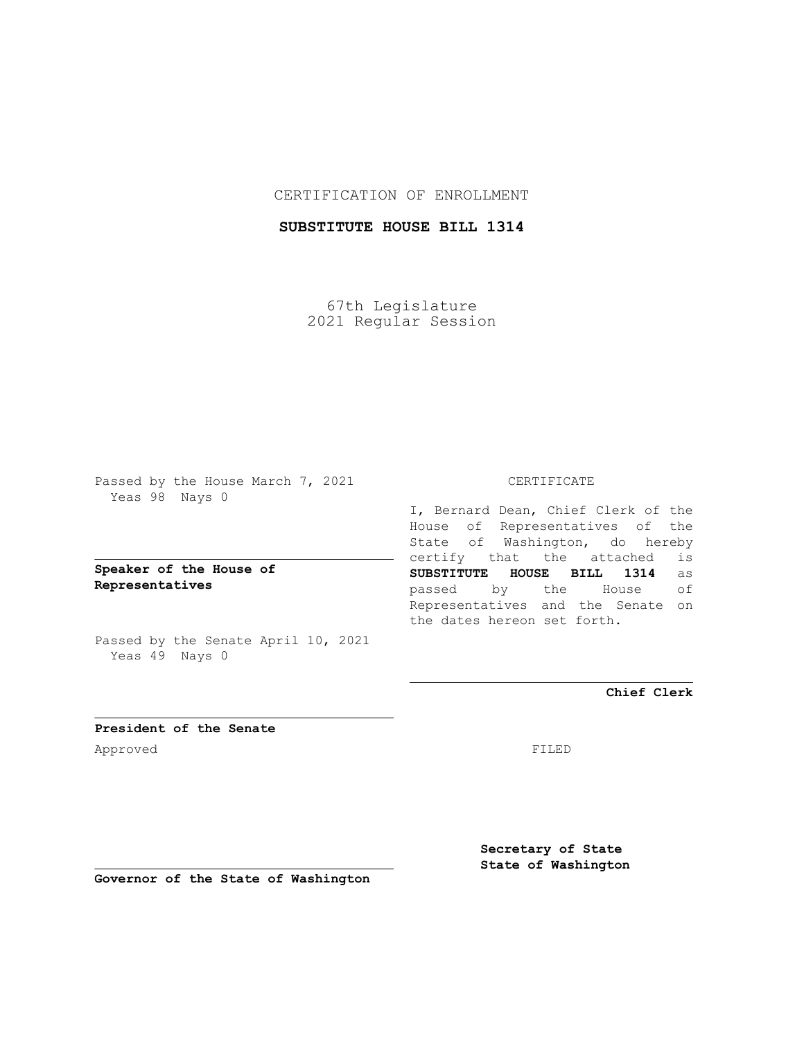CERTIFICATION OF ENROLLMENT

**SUBSTITUTE HOUSE BILL 1314**

67th Legislature
2021 Regular Session

Passed by the House March 7, 2021
Yeas 98 Nays 0

**Speaker of the House of Representatives**

Passed by the Senate April 10, 2021
Yeas 49 Nays 0

**President of the Senate**

Approved

**Governor of the State of Washington**

CERTIFICATE

I, Bernard Dean, Chief Clerk of the House of Representatives of the State of Washington, do hereby certify that the attached is **SUBSTITUTE HOUSE BILL 1314** as passed by the House of Representatives and the Senate on the dates hereon set forth.

**Chief Clerk**

FILED

**Secretary of State**
**State of Washington**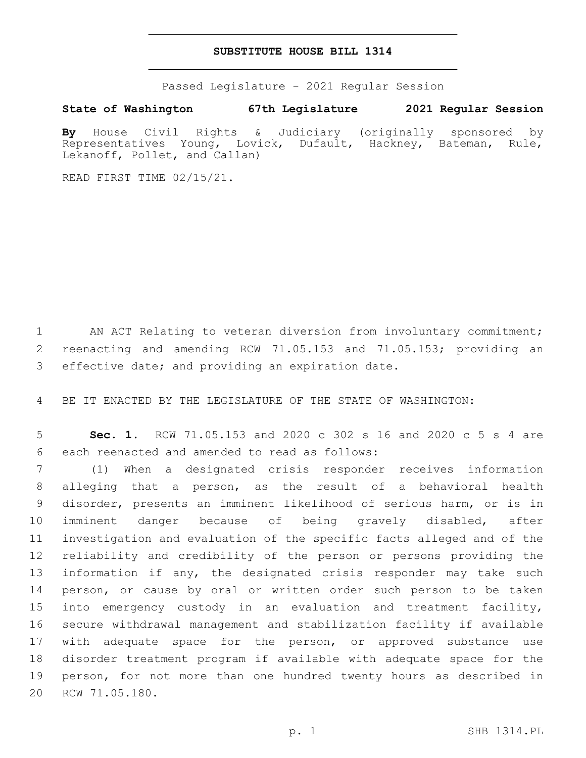# SUBSTITUTE HOUSE BILL 1314

Passed Legislature - 2021 Regular Session

**State of Washington 67th Legislature 2021 Regular Session**

**By** House Civil Rights & Judiciary (originally sponsored by Representatives Young, Lovick, Dufault, Hackney, Bateman, Rule, Lekanoff, Pollet, and Callan)

READ FIRST TIME 02/15/21.

AN ACT Relating to veteran diversion from involuntary commitment; reenacting and amending RCW 71.05.153 and 71.05.153; providing an effective date; and providing an expiration date.

BE IT ENACTED BY THE LEGISLATURE OF THE STATE OF WASHINGTON:

**Sec. 1.** RCW 71.05.153 and 2020 c 302 s 16 and 2020 c 5 s 4 are each reenacted and amended to read as follows:

(1) When a designated crisis responder receives information alleging that a person, as the result of a behavioral health disorder, presents an imminent likelihood of serious harm, or is in imminent danger because of being gravely disabled, after investigation and evaluation of the specific facts alleged and of the reliability and credibility of the person or persons providing the information if any, the designated crisis responder may take such person, or cause by oral or written order such person to be taken into emergency custody in an evaluation and treatment facility, secure withdrawal management and stabilization facility if available with adequate space for the person, or approved substance use disorder treatment program if available with adequate space for the person, for not more than one hundred twenty hours as described in RCW 71.05.180.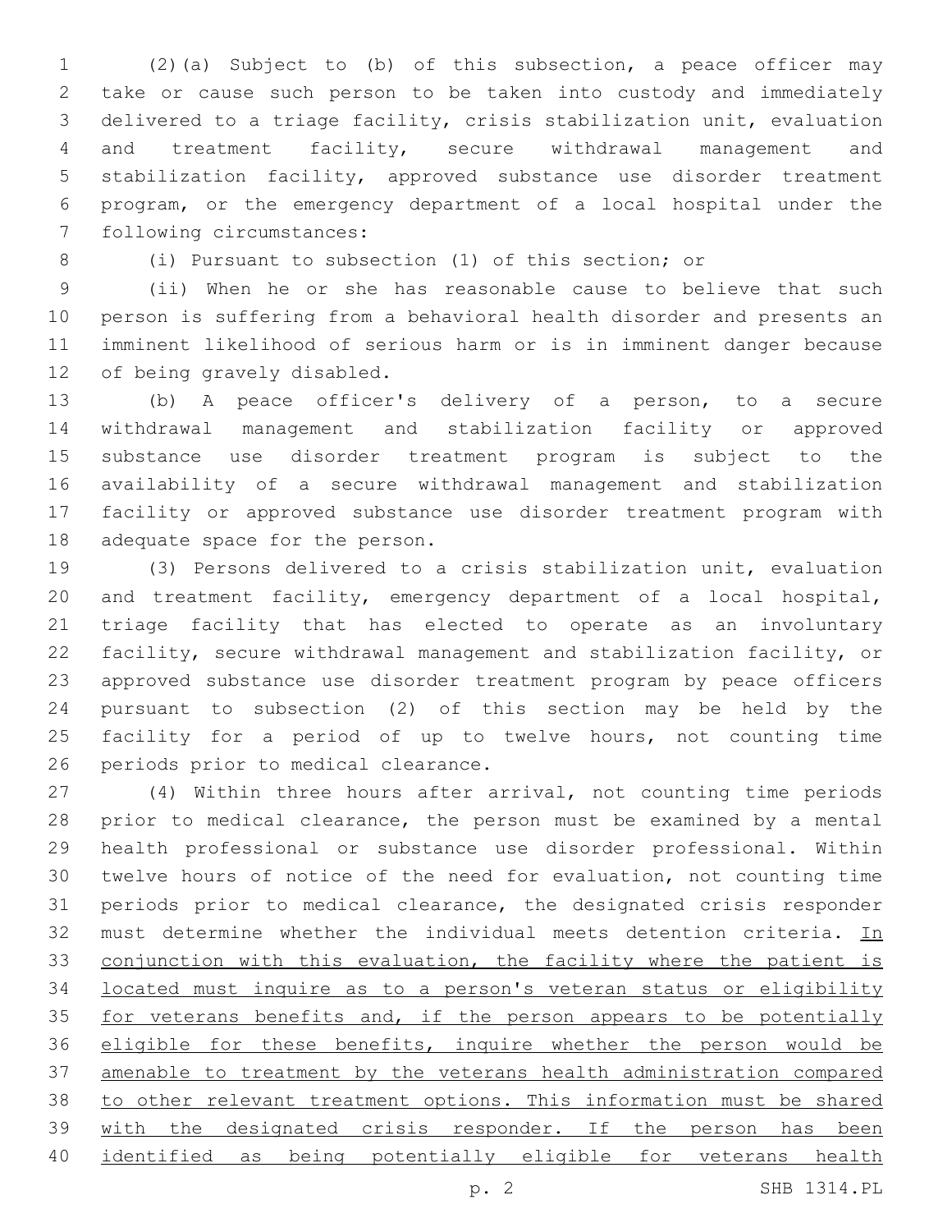(2)(a) Subject to (b) of this subsection, a peace officer may take or cause such person to be taken into custody and immediately delivered to a triage facility, crisis stabilization unit, evaluation and treatment facility, secure withdrawal management and stabilization facility, approved substance use disorder treatment program, or the emergency department of a local hospital under the following circumstances:

(i) Pursuant to subsection (1) of this section; or

(ii) When he or she has reasonable cause to believe that such person is suffering from a behavioral health disorder and presents an imminent likelihood of serious harm or is in imminent danger because of being gravely disabled.

(b) A peace officer's delivery of a person, to a secure withdrawal management and stabilization facility or approved substance use disorder treatment program is subject to the availability of a secure withdrawal management and stabilization facility or approved substance use disorder treatment program with adequate space for the person.

(3) Persons delivered to a crisis stabilization unit, evaluation and treatment facility, emergency department of a local hospital, triage facility that has elected to operate as an involuntary facility, secure withdrawal management and stabilization facility, or approved substance use disorder treatment program by peace officers pursuant to subsection (2) of this section may be held by the facility for a period of up to twelve hours, not counting time periods prior to medical clearance.

(4) Within three hours after arrival, not counting time periods prior to medical clearance, the person must be examined by a mental health professional or substance use disorder professional. Within twelve hours of notice of the need for evaluation, not counting time periods prior to medical clearance, the designated crisis responder must determine whether the individual meets detention criteria. <u>In conjunction with this evaluation, the facility where the patient is located must inquire as to a person's veteran status or eligibility for veterans benefits and, if the person appears to be potentially eligible for these benefits, inquire whether the person would be amenable to treatment by the veterans health administration compared to other relevant treatment options. This information must be shared with the designated crisis responder. If the person has been identified as being potentially eligible for veterans health</u>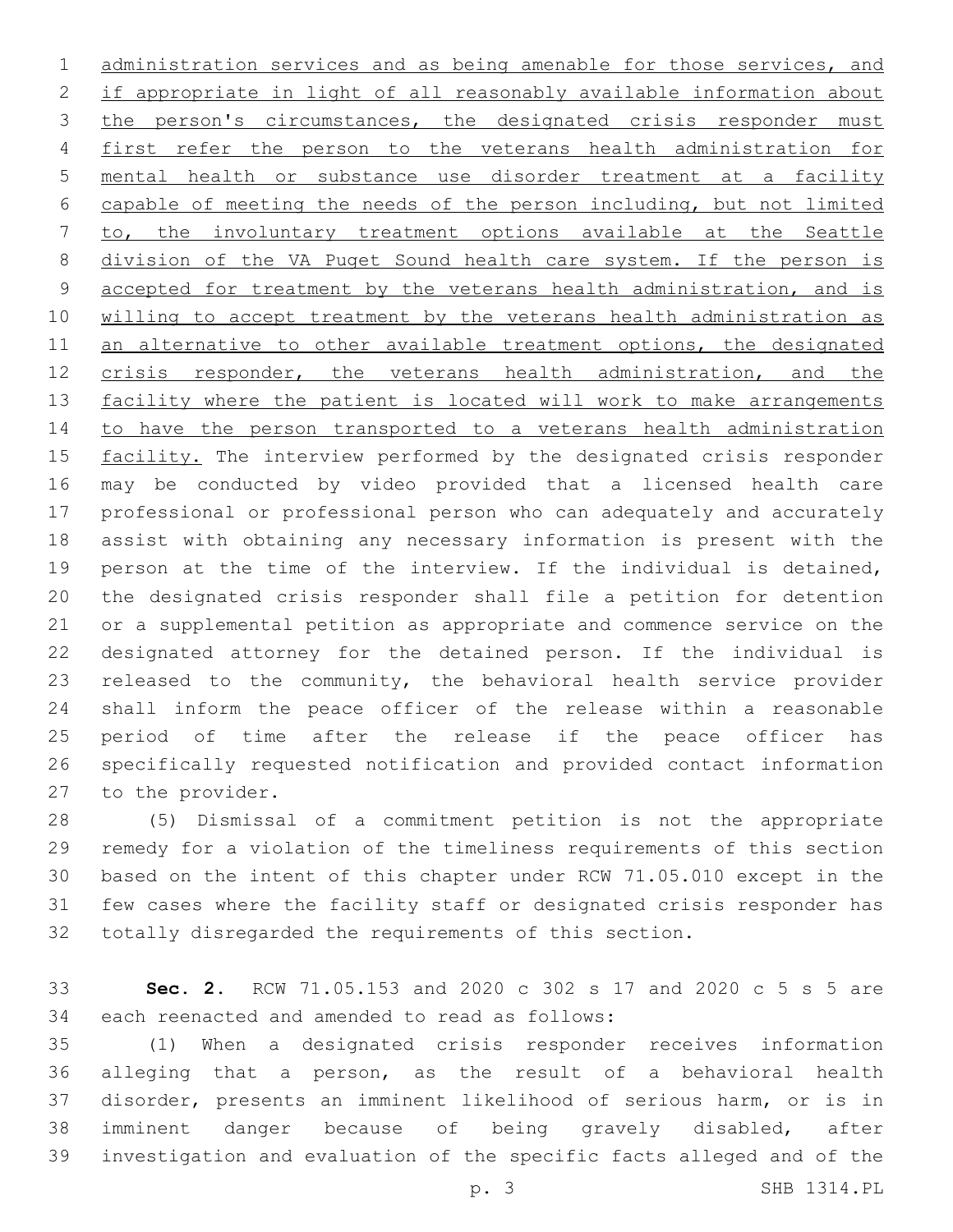administration services and as being amenable for those services, and if appropriate in light of all reasonably available information about the person's circumstances, the designated crisis responder must first refer the person to the veterans health administration for mental health or substance use disorder treatment at a facility capable of meeting the needs of the person including, but not limited to, the involuntary treatment options available at the Seattle division of the VA Puget Sound health care system. If the person is accepted for treatment by the veterans health administration, and is willing to accept treatment by the veterans health administration as an alternative to other available treatment options, the designated crisis responder, the veterans health administration, and the facility where the patient is located will work to make arrangements to have the person transported to a veterans health administration facility. The interview performed by the designated crisis responder may be conducted by video provided that a licensed health care professional or professional person who can adequately and accurately assist with obtaining any necessary information is present with the person at the time of the interview. If the individual is detained, the designated crisis responder shall file a petition for detention or a supplemental petition as appropriate and commence service on the designated attorney for the detained person. If the individual is released to the community, the behavioral health service provider shall inform the peace officer of the release within a reasonable period of time after the release if the peace officer has specifically requested notification and provided contact information to the provider.

(5) Dismissal of a commitment petition is not the appropriate remedy for a violation of the timeliness requirements of this section based on the intent of this chapter under RCW 71.05.010 except in the few cases where the facility staff or designated crisis responder has totally disregarded the requirements of this section.

**Sec. 2.** RCW 71.05.153 and 2020 c 302 s 17 and 2020 c 5 s 5 are each reenacted and amended to read as follows:

(1) When a designated crisis responder receives information alleging that a person, as the result of a behavioral health disorder, presents an imminent likelihood of serious harm, or is in imminent danger because of being gravely disabled, after investigation and evaluation of the specific facts alleged and of the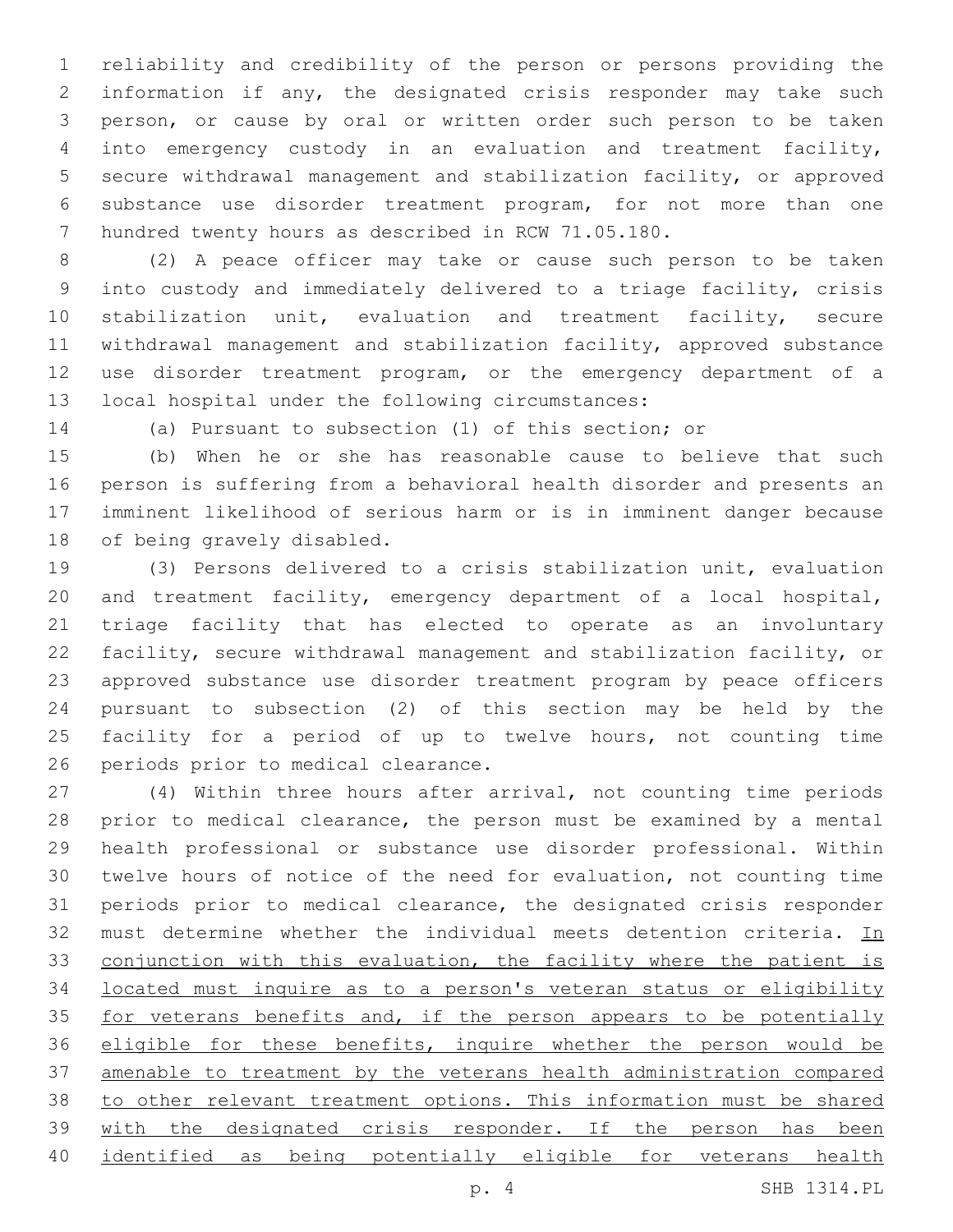reliability and credibility of the person or persons providing the information if any, the designated crisis responder may take such person, or cause by oral or written order such person to be taken into emergency custody in an evaluation and treatment facility, secure withdrawal management and stabilization facility, or approved substance use disorder treatment program, for not more than one hundred twenty hours as described in RCW 71.05.180.

(2) A peace officer may take or cause such person to be taken into custody and immediately delivered to a triage facility, crisis stabilization unit, evaluation and treatment facility, secure withdrawal management and stabilization facility, approved substance use disorder treatment program, or the emergency department of a local hospital under the following circumstances:

(a) Pursuant to subsection (1) of this section; or

(b) When he or she has reasonable cause to believe that such person is suffering from a behavioral health disorder and presents an imminent likelihood of serious harm or is in imminent danger because of being gravely disabled.

(3) Persons delivered to a crisis stabilization unit, evaluation and treatment facility, emergency department of a local hospital, triage facility that has elected to operate as an involuntary facility, secure withdrawal management and stabilization facility, or approved substance use disorder treatment program by peace officers pursuant to subsection (2) of this section may be held by the facility for a period of up to twelve hours, not counting time periods prior to medical clearance.

(4) Within three hours after arrival, not counting time periods prior to medical clearance, the person must be examined by a mental health professional or substance use disorder professional. Within twelve hours of notice of the need for evaluation, not counting time periods prior to medical clearance, the designated crisis responder must determine whether the individual meets detention criteria. <u>In conjunction with this evaluation, the facility where the patient is located must inquire as to a person's veteran status or eligibility for veterans benefits and, if the person appears to be potentially eligible for these benefits, inquire whether the person would be amenable to treatment by the veterans health administration compared to other relevant treatment options. This information must be shared with the designated crisis responder. If the person has been identified as being potentially eligible for veterans health</u>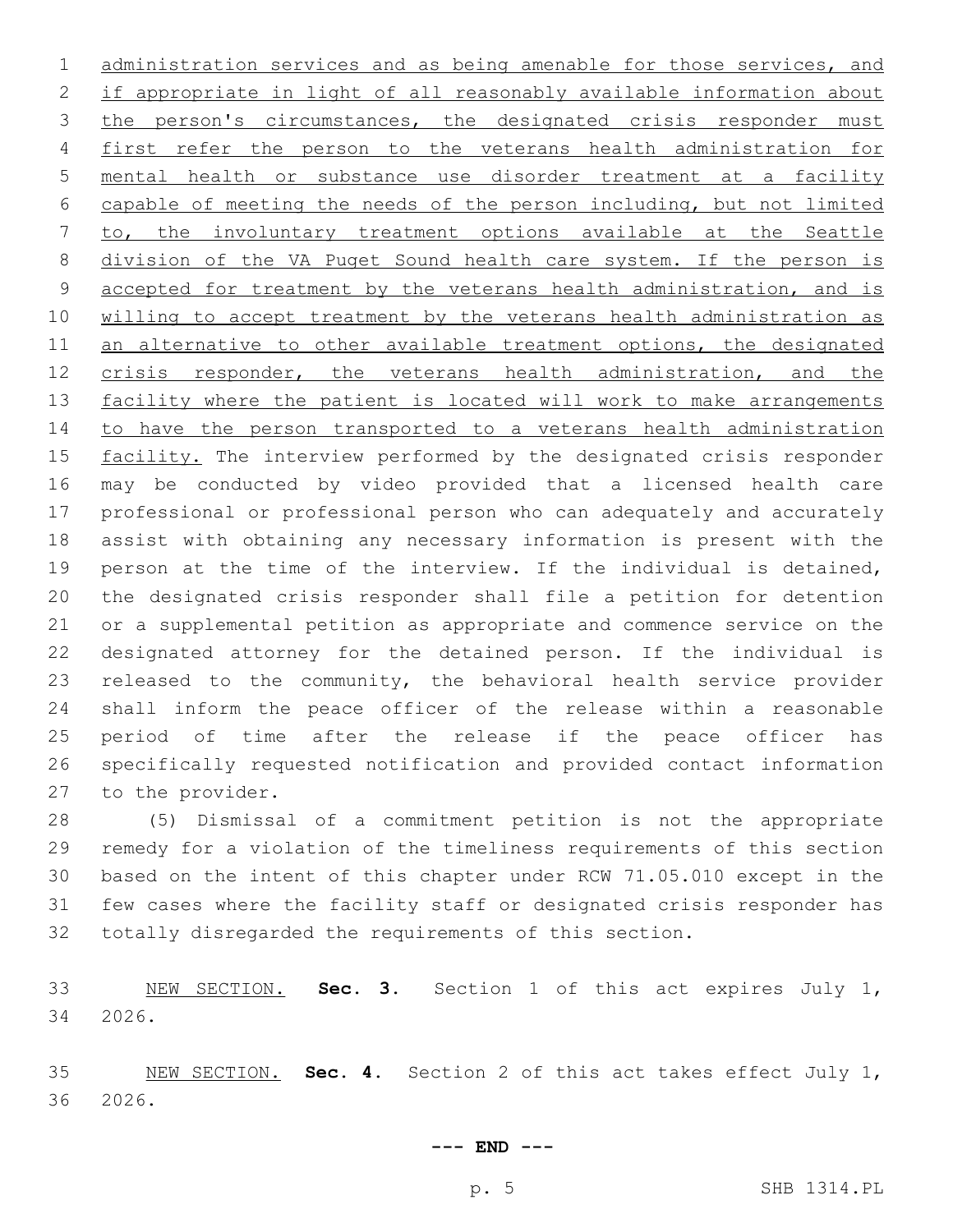administration services and as being amenable for those services, and if appropriate in light of all reasonably available information about the person's circumstances, the designated crisis responder must first refer the person to the veterans health administration for mental health or substance use disorder treatment at a facility capable of meeting the needs of the person including, but not limited to, the involuntary treatment options available at the Seattle division of the VA Puget Sound health care system. If the person is accepted for treatment by the veterans health administration, and is willing to accept treatment by the veterans health administration as an alternative to other available treatment options, the designated crisis responder, the veterans health administration, and the facility where the patient is located will work to make arrangements to have the person transported to a veterans health administration facility. The interview performed by the designated crisis responder may be conducted by video provided that a licensed health care professional or professional person who can adequately and accurately assist with obtaining any necessary information is present with the person at the time of the interview. If the individual is detained, the designated crisis responder shall file a petition for detention or a supplemental petition as appropriate and commence service on the designated attorney for the detained person. If the individual is released to the community, the behavioral health service provider shall inform the peace officer of the release within a reasonable period of time after the release if the peace officer has specifically requested notification and provided contact information to the provider.

(5) Dismissal of a commitment petition is not the appropriate remedy for a violation of the timeliness requirements of this section based on the intent of this chapter under RCW 71.05.010 except in the few cases where the facility staff or designated crisis responder has totally disregarded the requirements of this section.

NEW SECTION. **Sec. 3.** Section 1 of this act expires July 1, 2026.

NEW SECTION. **Sec. 4.** Section 2 of this act takes effect July 1, 2026.

**--- END ---**